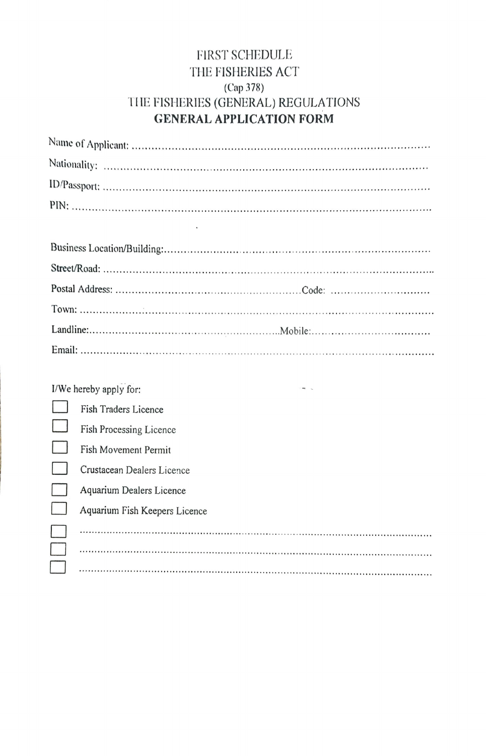FIRST SCHEDULE

THE FISHERIES ACT

(Cap 378)

THE FISHERIES (GENERAL) REGULATIONS

**GENERAL APPLICATION FORM**

Name of Applicant: ..........................................................................................

Nationality: ..........................................................................................

ID/Passport: ..........................................................................................

PIN: ..........................................................................................

Business Location/Building:..........................................................................................

Street/Road: ..........................................................................................

Postal Address: ......................................................... Code: ..............................

Town: ..........................................................................................

Landline:......................................................... Mobile:..................................

Email: ..........................................................................................

I/We hereby apply for:

- ☐ Fish Traders Licence
- ☐ Fish Processing Licence
- ☐ Fish Movement Permit
- ☐ Crustacean Dealers Licence
- ☐ Aquarium Dealers Licence
- ☐ Aquarium Fish Keepers Licence
- ☐ ..........................................................................................
- ☐ ..........................................................................................
- ☐ ..........................................................................................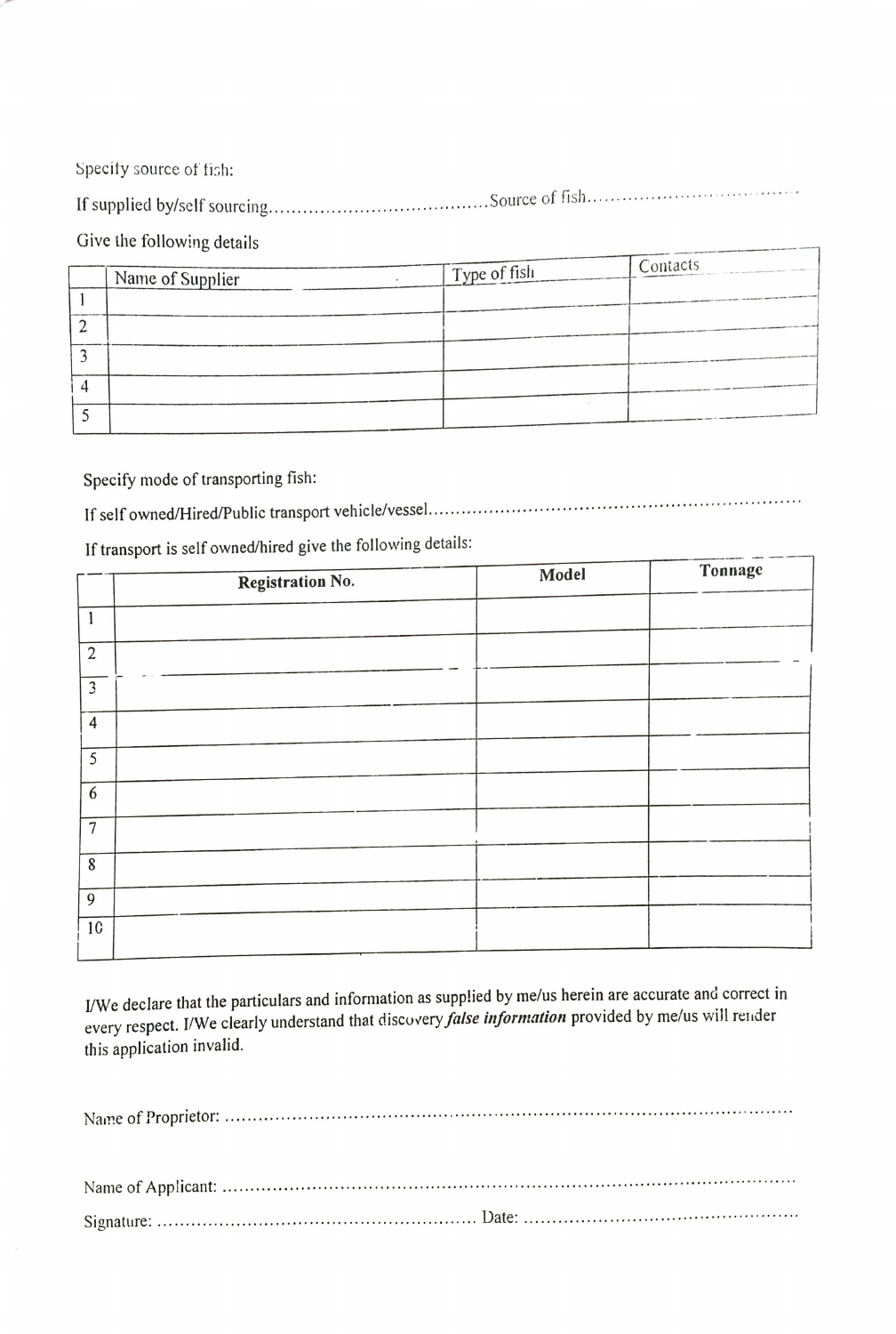Specify source of fish:

If supplied by/self sourcing…………………………………Source of fish………………………………

Give the following details

| | Name of Supplier | Type of fish | Contacts |
|---|---|---|---|
| 1 | | | |
| 2 | | | |
| 3 | | | |
| 4 | | | |
| 5 | | | |

Specify mode of transporting fish:

If self owned/Hired/Public transport vehicle/vessel……………………………………………………………

If transport is self owned/hired give the following details:

| | Registration No. | Model | Tonnage |
|---|---|---|---|
| 1 | | | |
| 2 | | | |
| 3 | | | |
| 4 | | | |
| 5 | | | |
| 6 | | | |
| 7 | | | |
| 8 | | | |
| 9 | | | |
| 10 | | | |

I/We declare that the particulars and information as supplied by me/us herein are accurate and correct in every respect. I/We clearly understand that discovery ***false information*** provided by me/us will render this application invalid.

Name of Proprietor: ……………………………………………………………………………………………

Name of Applicant: ……………………………………………………………………………………………

Signature: ………………………………………………… Date: …………………………………………